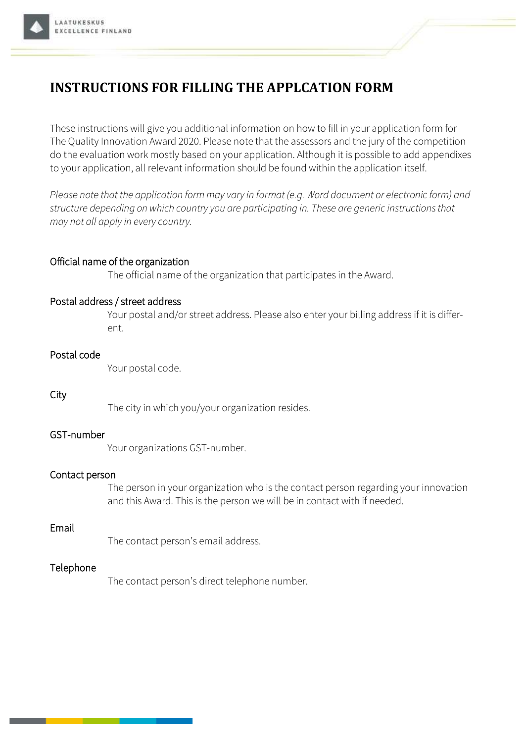# INSTRUCTIONS FOR FILLING THE APPLCATION FORM

These instructions will give you additional information on how to fill in your application form for The Quality Innovation Award 2020. Please note that the assessors and the jury of the competition do the evaluation work mostly based on your application. Although it is possible to add appendixes to your application, all relevant information should be found within the application itself.

*Please note that the application form may vary in format (e.g. Word document or electronic form) and structure depending on which country you are participating in. These are generic instructions that may not all apply in every country.*

Official name of the organization

The official name of the organization that participates in the Award.

Postal address / street address

Your postal and/or street address. Please also enter your billing address if it is different.

Postal code

Your postal code.

City

The city in which you/your organization resides.

GST-number

Your organizations GST-number.

Contact person

The person in your organization who is the contact person regarding your innovation and this Award. This is the person we will be in contact with if needed.

Email

The contact person's email address.

Telephone

The contact person's direct telephone number.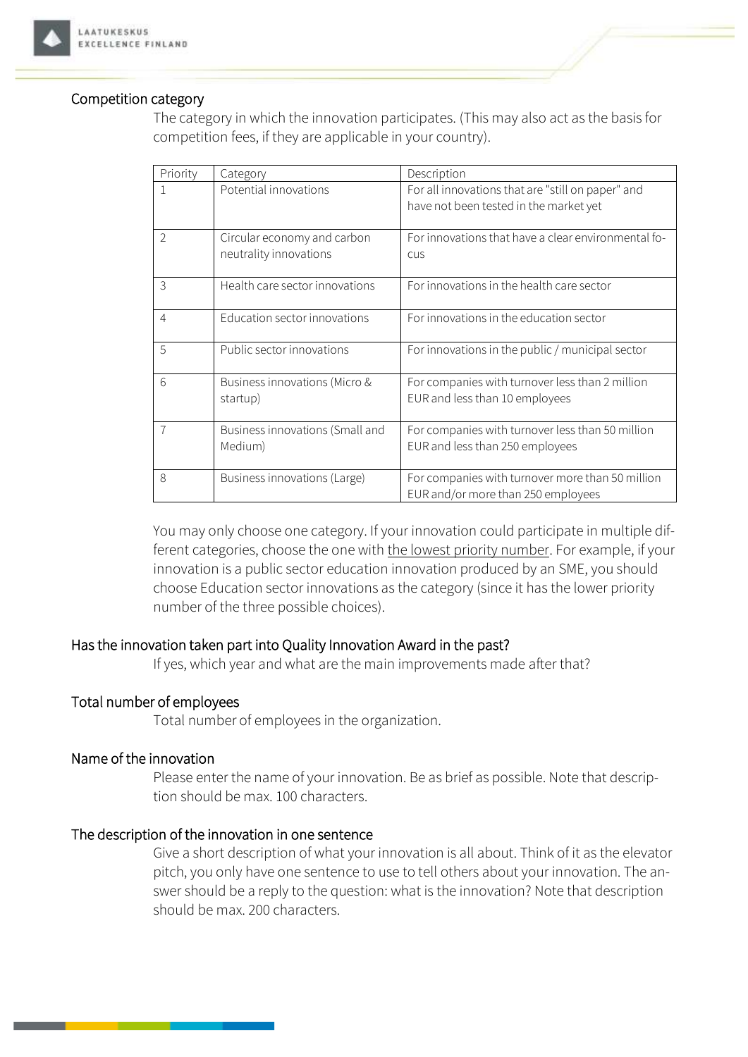## Competition category

The category in which the innovation participates. (This may also act as the basis for competition fees, if they are applicable in your country).

| Priority | Category | Description |
|---|---|---|
| 1 | Potential innovations | For all innovations that are "still on paper" and have not been tested in the market yet |
| 2 | Circular economy and carbon neutrality innovations | For innovations that have a clear environmental focus |
| 3 | Health care sector innovations | For innovations in the health care sector |
| 4 | Education sector innovations | For innovations in the education sector |
| 5 | Public sector innovations | For innovations in the public / municipal sector |
| 6 | Business innovations (Micro & startup) | For companies with turnover less than 2 million EUR and less than 10 employees |
| 7 | Business innovations (Small and Medium) | For companies with turnover less than 50 million EUR and less than 250 employees |
| 8 | Business innovations (Large) | For companies with turnover more than 50 million EUR and/or more than 250 employees |

You may only choose one category. If your innovation could participate in multiple different categories, choose the one with the lowest priority number. For example, if your innovation is a public sector education innovation produced by an SME, you should choose Education sector innovations as the category (since it has the lower priority number of the three possible choices).

## Has the innovation taken part into Quality Innovation Award in the past?

If yes, which year and what are the main improvements made after that?

## Total number of employees

Total number of employees in the organization.

## Name of the innovation

Please enter the name of your innovation. Be as brief as possible. Note that description should be max. 100 characters.

## The description of the innovation in one sentence

Give a short description of what your innovation is all about. Think of it as the elevator pitch, you only have one sentence to use to tell others about your innovation. The answer should be a reply to the question: what is the innovation? Note that description should be max. 200 characters.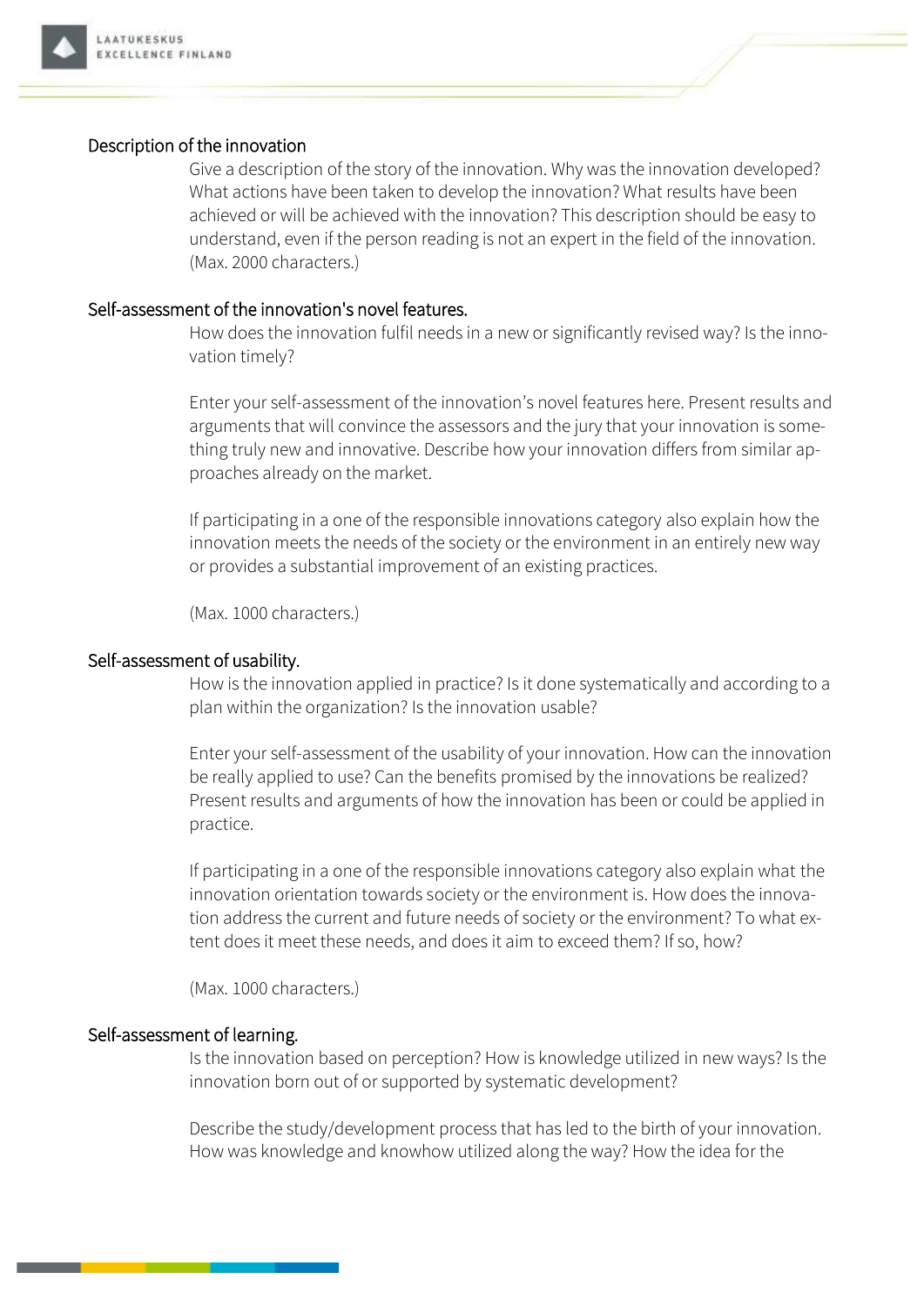## Description of the innovation

Give a description of the story of the innovation. Why was the innovation developed? What actions have been taken to develop the innovation? What results have been achieved or will be achieved with the innovation? This description should be easy to understand, even if the person reading is not an expert in the field of the innovation. (Max. 2000 characters.)

## Self-assessment of the innovation's novel features.

How does the innovation fulfil needs in a new or significantly revised way? Is the innovation timely?

Enter your self-assessment of the innovation's novel features here. Present results and arguments that will convince the assessors and the jury that your innovation is something truly new and innovative. Describe how your innovation differs from similar approaches already on the market.

If participating in a one of the responsible innovations category also explain how the innovation meets the needs of the society or the environment in an entirely new way or provides a substantial improvement of an existing practices.

(Max. 1000 characters.)

## Self-assessment of usability.

How is the innovation applied in practice? Is it done systematically and according to a plan within the organization? Is the innovation usable?

Enter your self-assessment of the usability of your innovation. How can the innovation be really applied to use? Can the benefits promised by the innovations be realized? Present results and arguments of how the innovation has been or could be applied in practice.

If participating in a one of the responsible innovations category also explain what the innovation orientation towards society or the environment is. How does the innovation address the current and future needs of society or the environment? To what extent does it meet these needs, and does it aim to exceed them? If so, how?

(Max. 1000 characters.)

## Self-assessment of learning.

Is the innovation based on perception? How is knowledge utilized in new ways? Is the innovation born out of or supported by systematic development?

Describe the study/development process that has led to the birth of your innovation. How was knowledge and knowhow utilized along the way? How the idea for the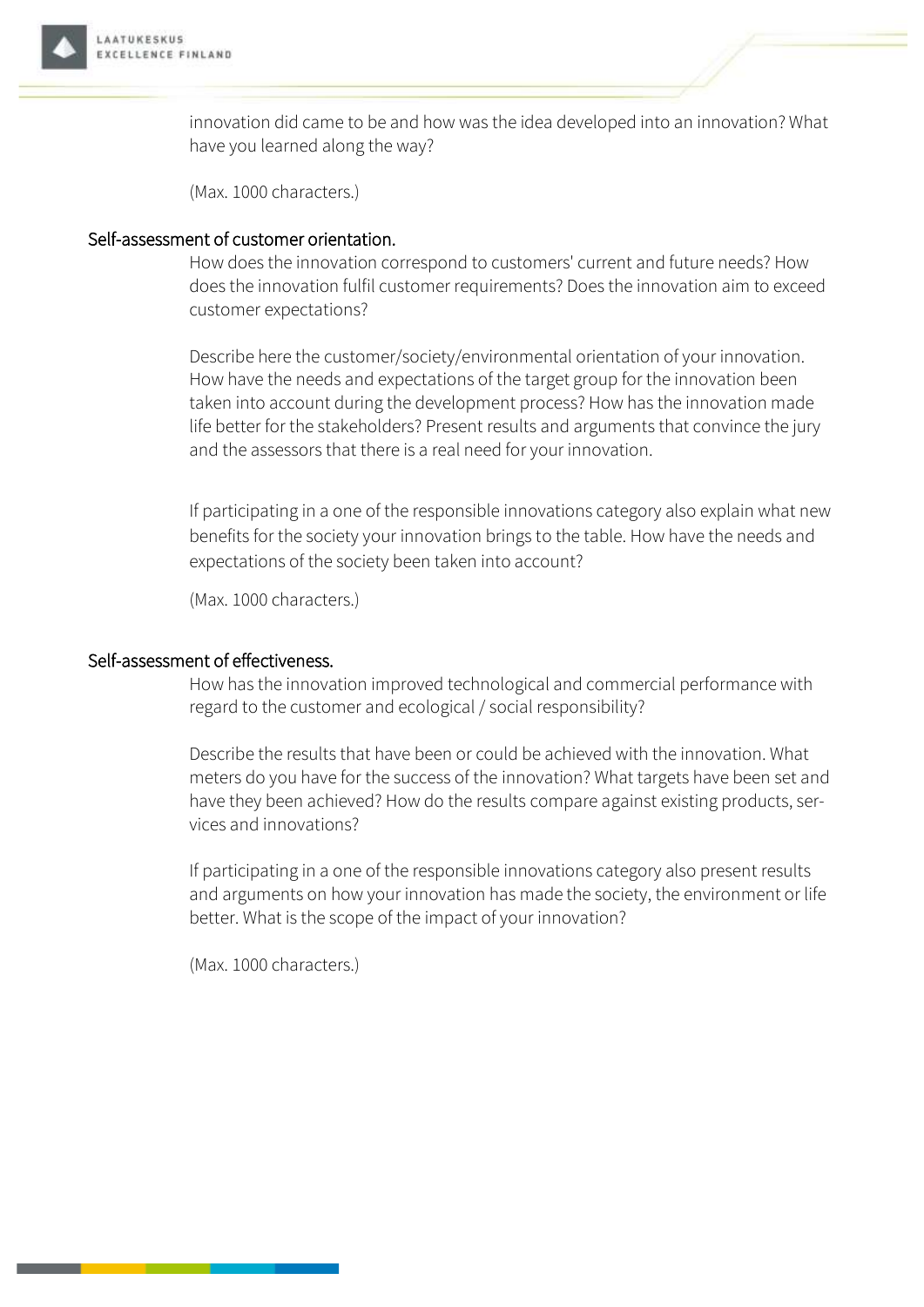innovation did came to be and how was the idea developed into an innovation? What have you learned along the way?

(Max. 1000 characters.)

### Self-assessment of customer orientation.

How does the innovation correspond to customers' current and future needs? How does the innovation fulfil customer requirements? Does the innovation aim to exceed customer expectations?

Describe here the customer/society/environmental orientation of your innovation. How have the needs and expectations of the target group for the innovation been taken into account during the development process? How has the innovation made life better for the stakeholders? Present results and arguments that convince the jury and the assessors that there is a real need for your innovation.

If participating in a one of the responsible innovations category also explain what new benefits for the society your innovation brings to the table. How have the needs and expectations of the society been taken into account?

(Max. 1000 characters.)

### Self-assessment of effectiveness.

How has the innovation improved technological and commercial performance with regard to the customer and ecological / social responsibility?

Describe the results that have been or could be achieved with the innovation. What meters do you have for the success of the innovation? What targets have been set and have they been achieved? How do the results compare against existing products, services and innovations?

If participating in a one of the responsible innovations category also present results and arguments on how your innovation has made the society, the environment or life better. What is the scope of the impact of your innovation?

(Max. 1000 characters.)